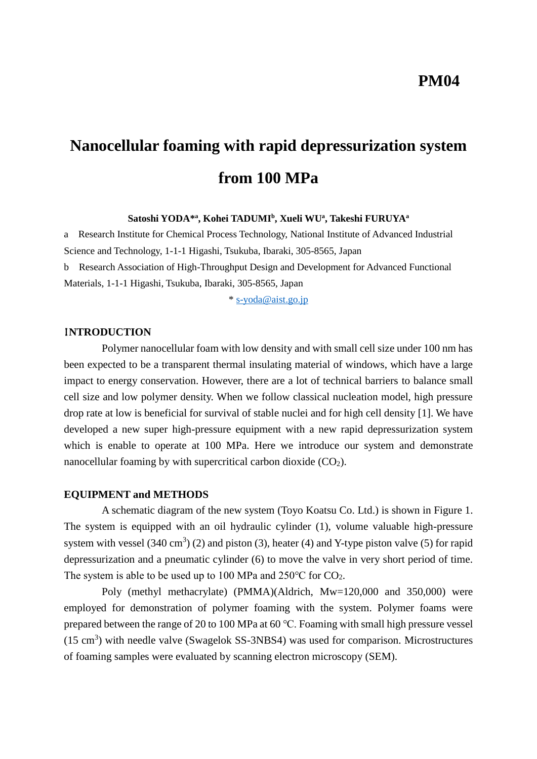**PM04**

# Nanocellular foaming with rapid depressurization system from 100 MPa

**Satoshi YODA*[a], Kohei TADUMI[b], Xueli WU[a], Takeshi FURUYA[a]**

a Research Institute for Chemical Process Technology, National Institute of Advanced Industrial Science and Technology, 1-1-1 Higashi, Tsukuba, Ibaraki, 305-8565, Japan

b Research Association of High-Throughput Design and Development for Advanced Functional Materials, 1-1-1 Higashi, Tsukuba, Ibaraki, 305-8565, Japan

\* s-yoda@aist.go.jp

## INTRODUCTION

Polymer nanocellular foam with low density and with small cell size under 100 nm has been expected to be a transparent thermal insulating material of windows, which have a large impact to energy conservation. However, there are a lot of technical barriers to balance small cell size and low polymer density. When we follow classical nucleation model, high pressure drop rate at low is beneficial for survival of stable nuclei and for high cell density [1]. We have developed a new super high-pressure equipment with a new rapid depressurization system which is enable to operate at 100 MPa. Here we introduce our system and demonstrate nanocellular foaming by with supercritical carbon dioxide ($CO_2$).

## EQUIPMENT and METHODS

A schematic diagram of the new system (Toyo Koatsu Co. Ltd.) is shown in Figure 1. The system is equipped with an oil hydraulic cylinder (1), volume valuable high-pressure system with vessel (340 $cm^3$) (2) and piston (3), heater (4) and Y-type piston valve (5) for rapid depressurization and a pneumatic cylinder (6) to move the valve in very short period of time. The system is able to be used up to 100 MPa and 250°C for $CO_2$.

Poly (methyl methacrylate) (PMMA)(Aldrich, Mw=120,000 and 350,000) were employed for demonstration of polymer foaming with the system. Polymer foams were prepared between the range of 20 to 100 MPa at 60 °C. Foaming with small high pressure vessel (15 $cm^3$) with needle valve (Swagelok SS-3NBS4) was used for comparison. Microstructures of foaming samples were evaluated by scanning electron microscopy (SEM).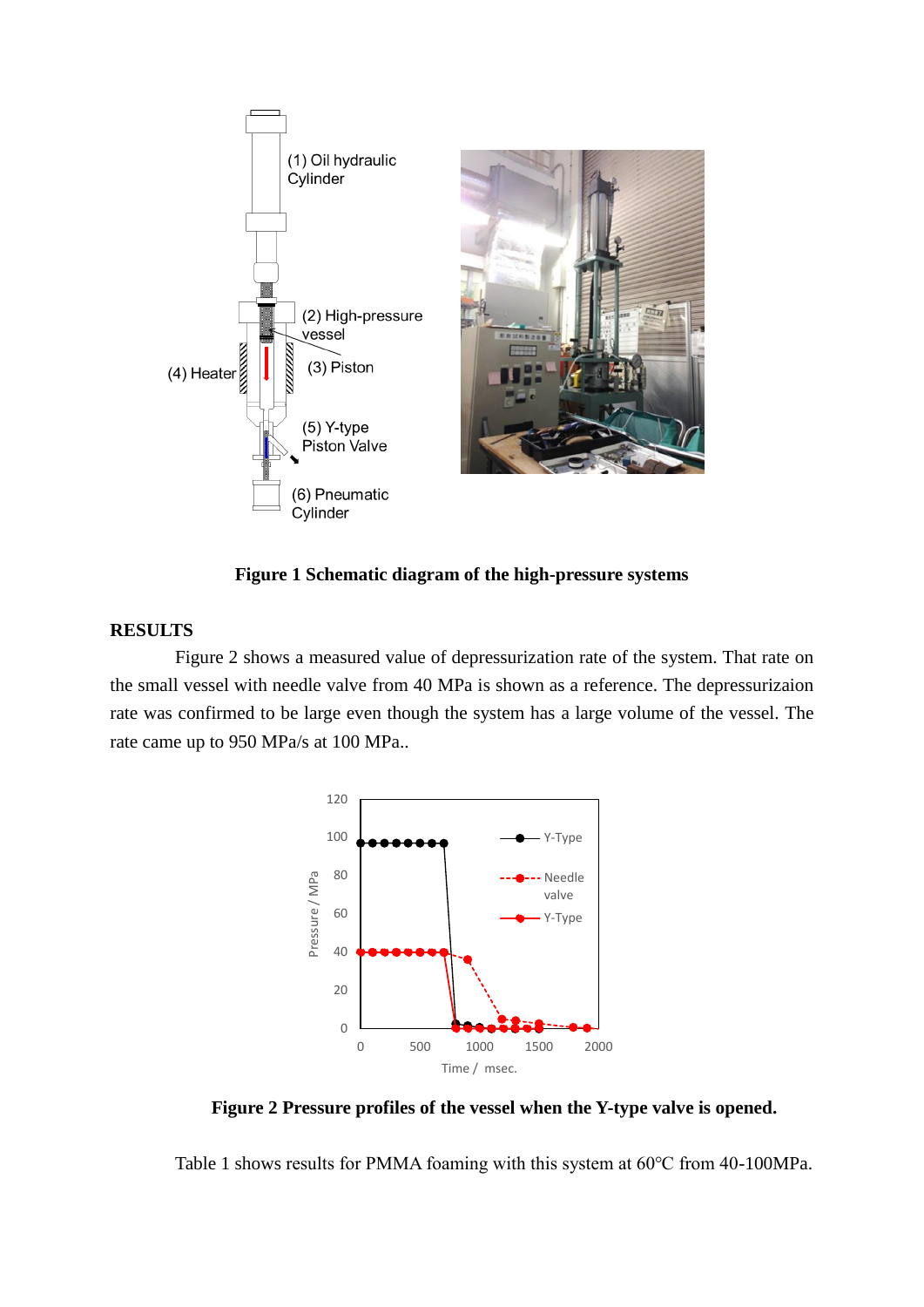**Figure 1 Schematic diagram of the high-pressure systems**

## RESULTS

Figure 2 shows a measured value of depressurization rate of the system. That rate on the small vessel with needle valve from 40 MPa is shown as a reference. The depressurizaion rate was confirmed to be large even though the system has a large volume of the vessel. The rate came up to 950 MPa/s at 100 MPa..

**Figure 2 Pressure profiles of the vessel when the Y-type valve is opened.**

Table 1 shows results for PMMA foaming with this system at 60°C from 40-100MPa.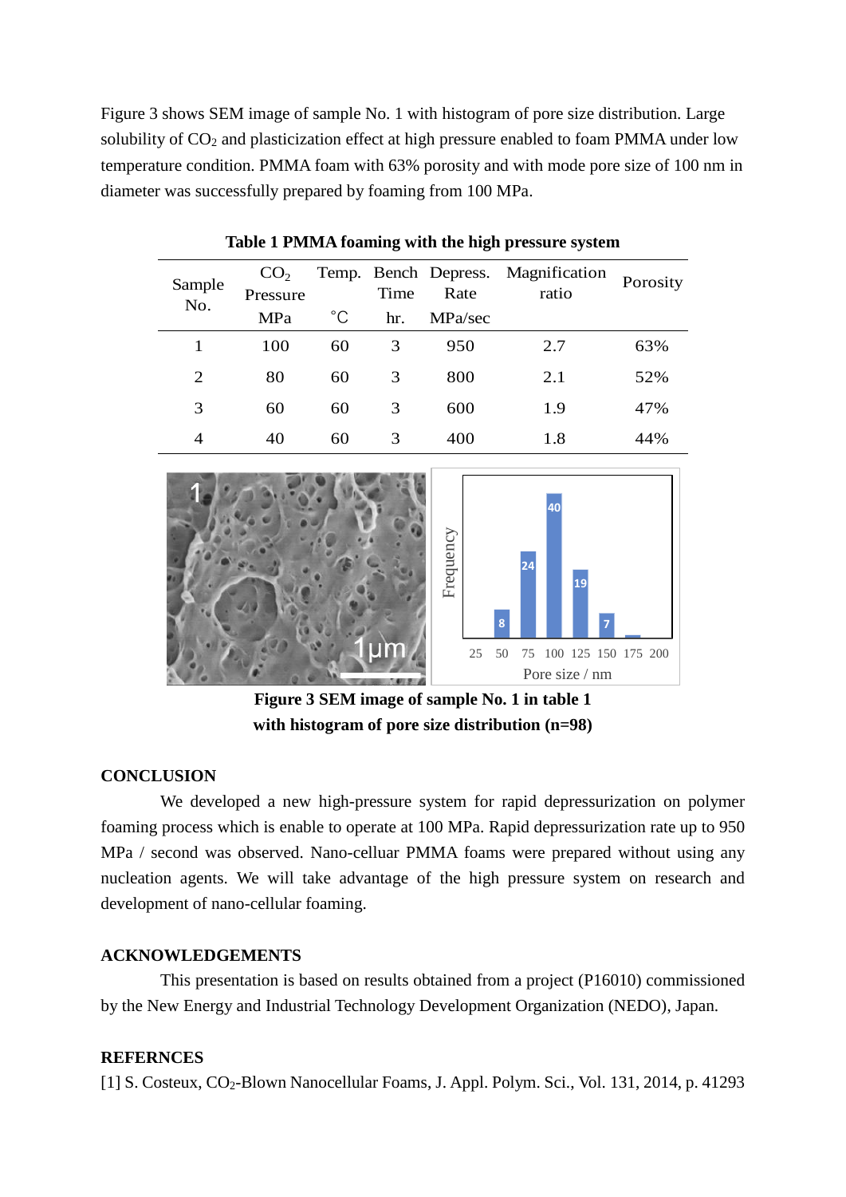Figure 3 shows SEM image of sample No. 1 with histogram of pore size distribution. Large solubility of $CO_2$ and plasticization effect at high pressure enabled to foam PMMA under low temperature condition. PMMA foam with 63% porosity and with mode pore size of 100 nm in diameter was successfully prepared by foaming from 100 MPa.

**Table 1 PMMA foaming with the high pressure system**

| Sample No. | $CO_2$ Pressure MPa | Temp. °C | Bench Time hr. | Depress. Rate MPa/sec | Magnification ratio | Porosity |
|---|---|---|---|---|---|---|
| 1 | 100 | 60 | 3 | 950 | 2.7 | 63% |
| 2 | 80 | 60 | 3 | 800 | 2.1 | 52% |
| 3 | 60 | 60 | 3 | 600 | 1.9 | 47% |
| 4 | 40 | 60 | 3 | 400 | 1.8 | 44% |

1
1μm

Frequency
40
24
19
8
7
25 50 75 100 125 150 175 200
Pore size / nm

**Figure 3 SEM image of sample No. 1 in table 1 with histogram of pore size distribution (n=98)**

## CONCLUSION

We developed a new high-pressure system for rapid depressurization on polymer foaming process which is enable to operate at 100 MPa. Rapid depressurization rate up to 950 MPa / second was observed. Nano-celluar PMMA foams were prepared without using any nucleation agents. We will take advantage of the high pressure system on research and development of nano-cellular foaming.

## ACKNOWLEDGEMENTS

This presentation is based on results obtained from a project (P16010) commissioned by the New Energy and Industrial Technology Development Organization (NEDO), Japan.

## REFERNCES

[1] S. Costeux, $CO_2$-Blown Nanocellular Foams, J. Appl. Polym. Sci., Vol. 131, 2014, p. 41293